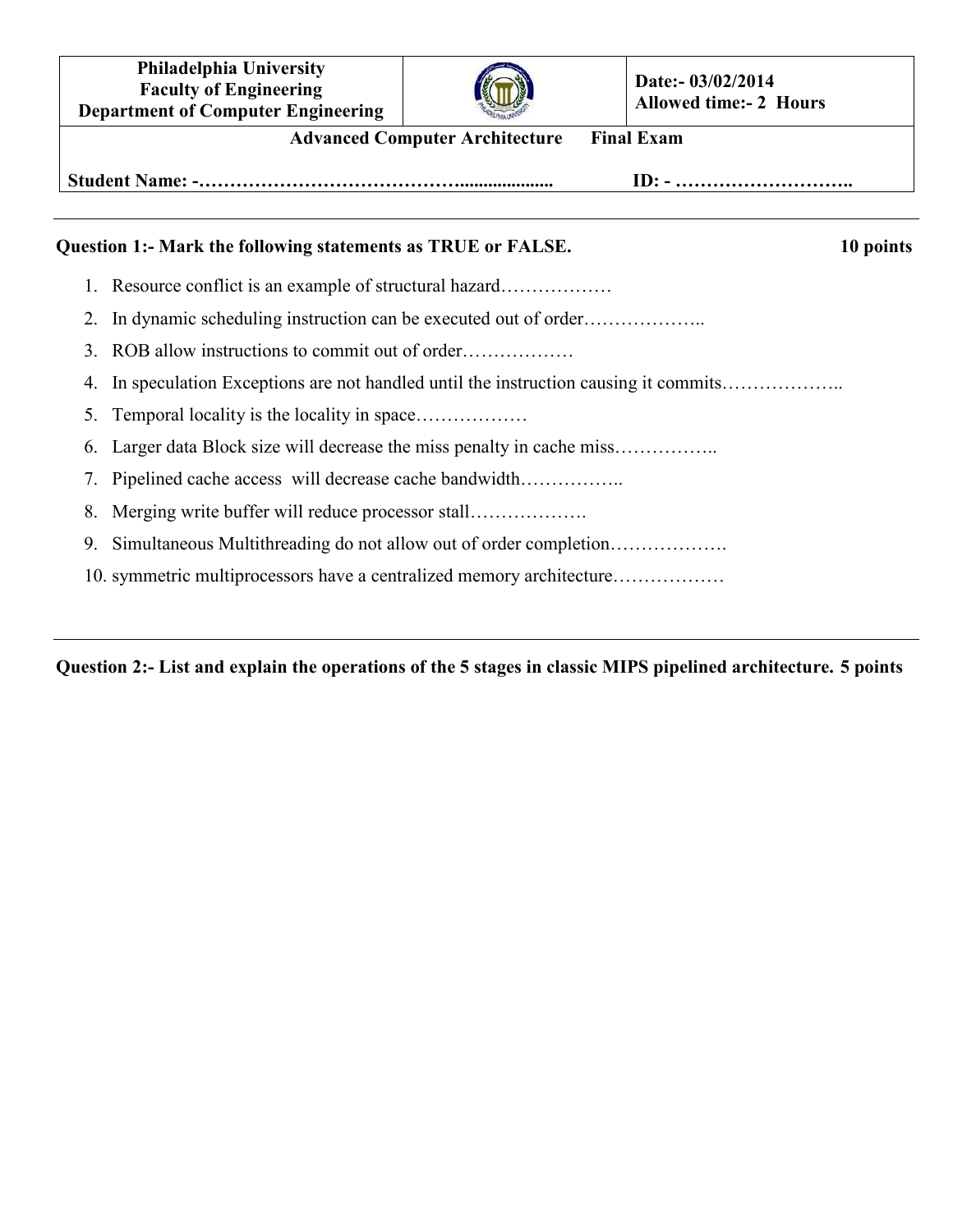| Philadelphia University<br>Faculty of Engineering<br>Department of Computer Engineering | | Date:- 03/02/2014<br>Allowed time:- 2 Hours |
|---|---|---|
| **Advanced Computer Architecture Final Exam** | | |
| **Student Name: -…………………………………….....................** | | **ID: - ………………………..** |

**Question 1:- Mark the following statements as TRUE or FALSE. 10 points**

1. Resource conflict is an example of structural hazard………………
2. In dynamic scheduling instruction can be executed out of order………………..
3. ROB allow instructions to commit out of order………………
4. In speculation Exceptions are not handled until the instruction causing it commits………………..
5. Temporal locality is the locality in space………………
6. Larger data Block size will decrease the miss penalty in cache miss……………..
7. Pipelined cache access will decrease cache bandwidth……………..
8. Merging write buffer will reduce processor stall……………….
9. Simultaneous Multithreading do not allow out of order completion……………….
10. symmetric multiprocessors have a centralized memory architecture………………

**Question 2:- List and explain the operations of the 5 stages in classic MIPS pipelined architecture. 5 points**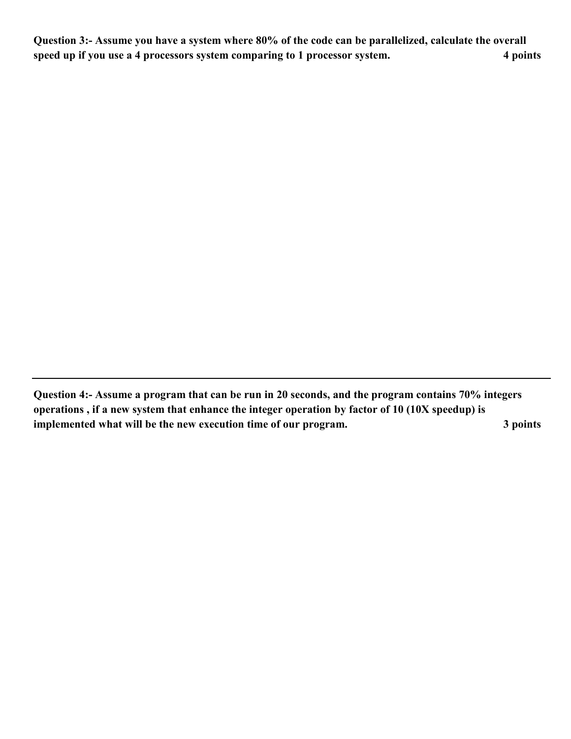**Question 3:- Assume you have a system where 80% of the code can be parallelized, calculate the overall speed up if you use a 4 processors system comparing to 1 processor system. 4 points**

---

**Question 4:- Assume a program that can be run in 20 seconds, and the program contains 70% integers operations , if a new system that enhance the integer operation by factor of 10 (10X speedup) is implemented what will be the new execution time of our program. 3 points**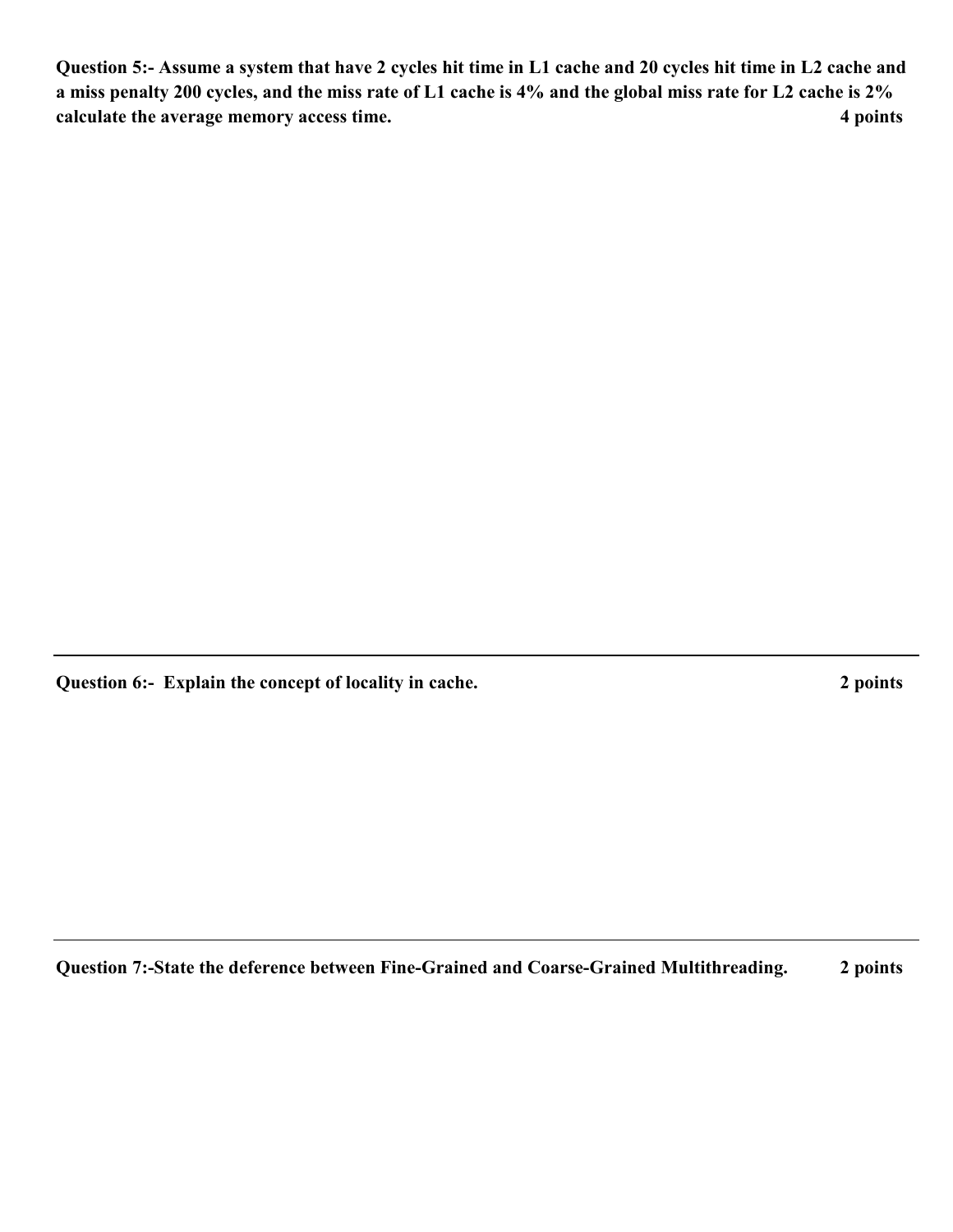**Question 5:- Assume a system that have 2 cycles hit time in L1 cache and 20 cycles hit time in L2 cache and a miss penalty 200 cycles, and the miss rate of L1 cache is 4% and the global miss rate for L2 cache is 2% calculate the average memory access time.** **4 points**

---

**Question 6:- Explain the concept of locality in cache.** **2 points**

---

**Question 7:-State the deference between Fine-Grained and Coarse-Grained Multithreading.** **2 points**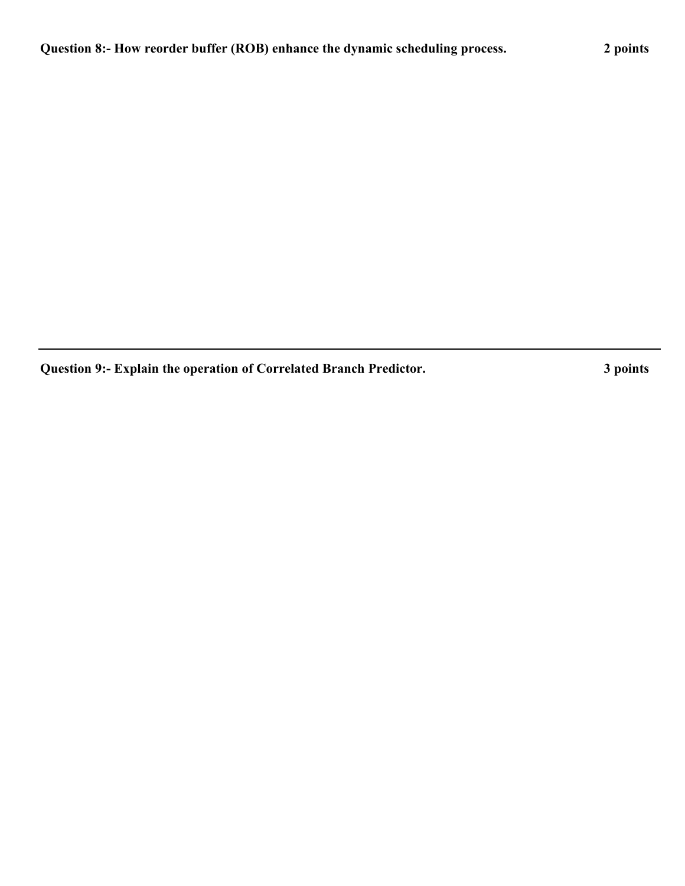**Question 8:- How reorder buffer (ROB) enhance the dynamic scheduling process.** **2 points**

---

**Question 9:- Explain the operation of Correlated Branch Predictor.** **3 points**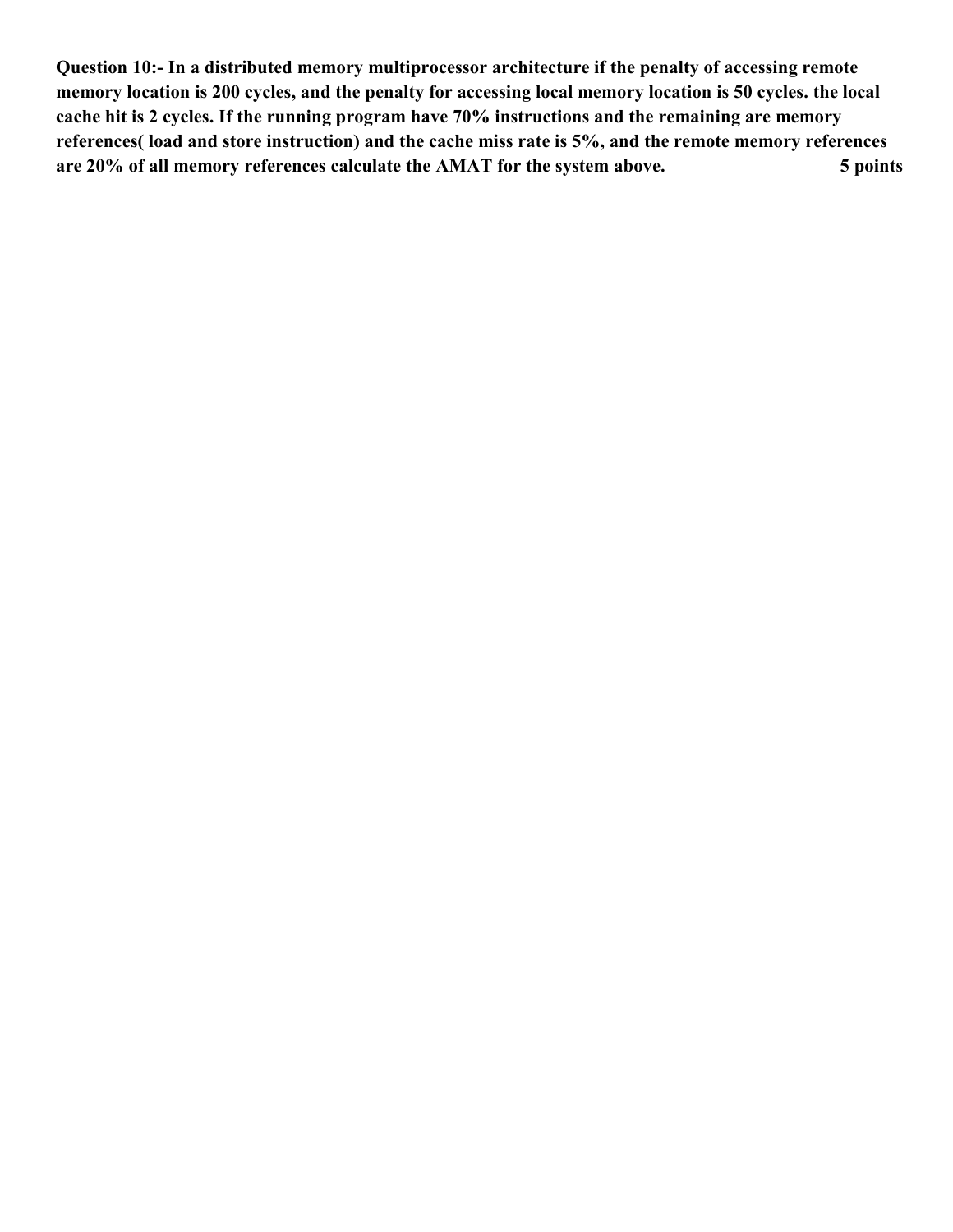**Question 10:- In a distributed memory multiprocessor architecture if the penalty of accessing remote memory location is 200 cycles, and the penalty for accessing local memory location is 50 cycles. the local cache hit is 2 cycles. If the running program have 70% instructions and the remaining are memory references( load and store instruction) and the cache miss rate is 5%, and the remote memory references are 20% of all memory references calculate the AMAT for the system above.** **5 points**